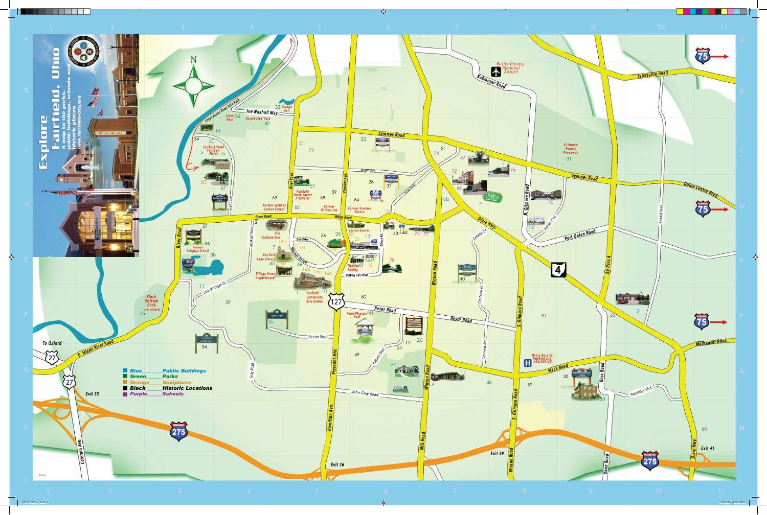# Explore Fairfield, Ohio

A map to the parks, public buildings, schools and historic places

www.fairfield-city.org

- **Blue** — Public Buildings
- **Green** — Parks
- **Orange** — Sculptures
- **Black** — Historic Locations
- **Purple** — Schools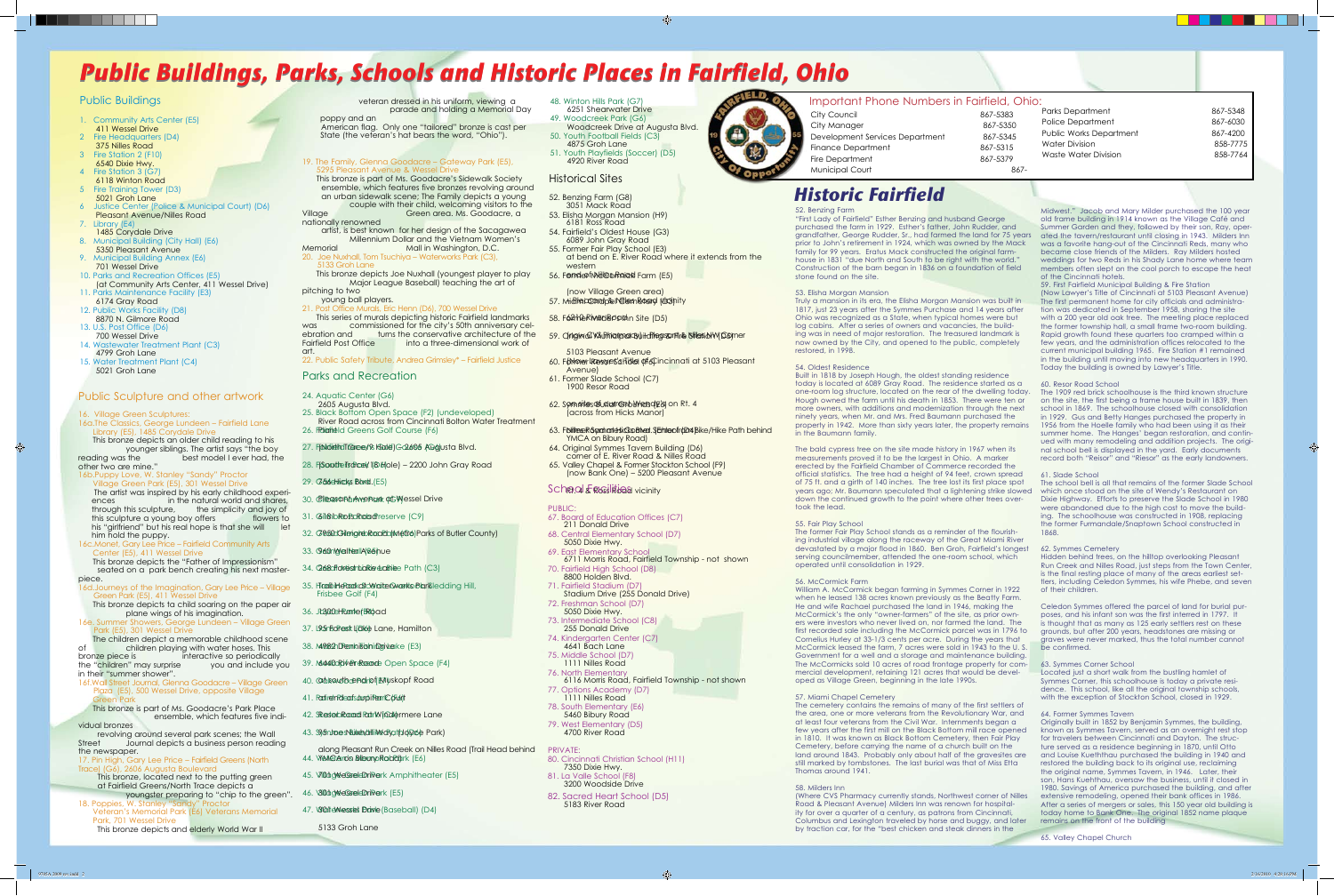# Public Buildings, Parks, Schools and Historic Places in Fairfield, Ohio

## Public Buildings

1. Community Arts Center (E5)
   411 Wessel Drive
2. Fire Headquarters (D4)
   375 Nilles Road
3. Fire Station 2 (F10)
   6540 Dixie Hwy.
4. Fire Station 3 (G7)
   6118 Winton Road
5. Fire Training Tower (D3)
   5021 Groh Lane
6. Justice Center (Police & Municipal Court) (D6)
   Pleasant Avenue/Nilles Road
7. Library (E4)
   1485 Corydale Drive
8. Municipal Building (City Hall) (E6)
   5350 Pleasant Avenue
9. Municipal Building Annex (E6)
   701 Wessel Drive
10. Parks and Recreation Offices (E5)
    (at Community Arts Center, 411 Wessel Drive)
11. Parks Maintenance Facility (E3)
    6174 Gray Road
12. Public Works Facility (D8)
    8870 N. Gilmore Road
13. U.S. Post Office (D6)
    700 Wessel Drive
14. Wastewater Treatment Plant (C3)
    4799 Groh Lane
15. Water Treatment Plant (C4)
    5021 Groh Lane

## Public Sculpture and other artwork

16. Village Green Sculptures:
16a. The Classics, George Lundeen – Fairfield Lane Library (E5), 1485 Corydale Drive
This bronze depicts an older child reading to his younger siblings. The artist says "the boy reading was the best model I ever had, the other two are mine."
16b. Puppy Love, W. Stanley "Sandy" Proctor Village Green Park (E5), 301 Wessel Drive
The artist was inspired by his early childhood experiences in the natural world and shares, through this sculpture, the simplicity and joy of this sculpture a young boy offers flowers to his "girlfriend" but his real hope is that she will let him hold the puppy.
16c. Monet, Gary Lee Price – Fairfield Community Arts Center (E5), 411 Wessel Drive
This bronze depicts the "Father of Impressionism" seated on a park bench creating his next masterpiece.
16d. Journeys of the Imagination, Gary Lee Price – Village Green Park (E5), 411 Wessel Drive
This bronze depicts to child soaring on the paper air plane wings of his imagination.
16e. Summer Showers, George Lundeen – Village Green Park (E5), 301 Wessel Drive
The children depict a memorable childhood scene of children playing with water hoses. This bronze piece is interactive so periodically the "children" may surprise you and include you in their "summer shower".
16f. Wall Street Journal, Glenna Goodacre – Village Green Plaza (E5), 500 Wessel Drive, opposite Village Green Park
This bronze is part of Ms. Goodacre's Park Place ensemble, which features five individual bronzes revolving around several park scenes; the Wall Street Journal depicts a business person reading the newspaper.
17. Pin High, Gary Lee Price – Fairfield Greens (North Trace) (G6), 2606 Augusta Boulevard
This bronze, located next to the putting green at Fairfield Greens/North Trace depicts a youngster preparing to "chip to the green".
18. Poppies, W. Stanley "Sandy" Proctor Veteran's Memorial Park (E6) Veterans Memorial Park, 701 Wessel Drive
This bronze depicts and elderly World War II veteran dressed in his uniform, viewing a parade and holding a Memorial Day poppy and an American flag. Only one "tailored" bronze is cast per State (the veteran's hat bears the word, "Ohio").
19. The Family, Glenna Goodacre – Gateway Park (E5), 5295 Pleasant Avenue & Wessel Drive
This bronze is part of Ms. Goodacre's Sidewalk Society ensemble, which features five bronzes revolving around an urban sidewalk scene; The Family depicts a young couple with their child, welcoming visitors to the Village Green area. Ms. Goodacre, a nationally renowned artist, is best known for her design of the Sacagawea Millennium Dollar and the Vietnam Women's Memorial Mall in Washington, D.C.
20. Joe Nuxhall, Tom Tsuchiya – Waterworks Park (C3), 5133 Groh Lane
This bronze depicts Joe Nuxhall (youngest player to play Major League Baseball) teaching the art of pitching to two young ball players.
21. Post Office Murals, Eric Henn (D6), 700 Wessel Drive
This series of murals depicting historic Fairfield landmarks was commissioned for the city's 50th anniversary celebration and turns the conservative architecture of the Fairfield Post Office into a three-dimensional work of art.
22. Public Safety Tribute, Andrea Grimsley* – Fairfield Justice

## Parks and Recreation

24. Aquatic Center (G6)
    2605 Augusta Blvd.
25. Black Bottom Open Space (F2) (undeveloped)
    River Road across from Cincinnati Bolton Water Treatment Plant
26. Fairfield Greens Golf Course (F6)
27. (North Trace) (18 Hole) – 2605 Augusta Blvd.
28. (South Trace) (18 Hole) – 2200 John Gray Road
29. Fiddes Park (E5)
    725 Hicks Blvd.
30. Gateway Park (E5)
    Pleasant Avenue at Wessel Drive
31. Gilmore Ponds Preserve (C9)
    6181 Ross Road
32. Gilmore Ponds (MetroParks of Butler County)
    7950 Gilmore Road
33. Harbin Park (E4)
    360 Walton Avenue
34. Hidden Lake/Waterworks Path (C3)
    268 Forest Lake Lane
35. Hunter Road Sledding Hill, Frisbee Golf (F4)
    Trail Head at Waterworks Park
36. Jacob Hunter Road
    1300 Hunter Road
37. Lake Fairfield (Forest Lake) Lane, Hamilton
    95 Forest Lake Lane, Hamilton
38. Marsh Lake Park (E3)
    4982 Dixie Hwy. / Drive
39. Miami Riverbend Open Space (F4)
    6440 River Road
40. Muskopf Road (Muskopf Road)
    South end of Muskopf Road
41. Pater Park / Jupiter Court
42. Rebel Ridge Road Park / Kendermere Lane
43. Sugar Nuxhall Way (Joe Nuxhall Way) (Park)
    along Pleasant Run Creek on Nilles Road (Trail Head behind YMCA on Bibury Road)
44. Veteran's Memorial Park (E6)
45. Village Green Amphitheater (E5)
    701 Wessel Drive
46. Village Green Park (E5)
    301 Wessel Drive
47. Waterworks Park (Baseball) (D4)
    301 Wessel Drive
    5133 Groh Lane
48. Winton Hills Park (G7)
    6251 Shearwater Drive
49. Woodcreek Park (G6)
    Woodcreek Drive at Augusta Blvd.
50. Youth Football Fields (C3)
    4875 Groh Lane
51. Youth Playfields (Soccer) (D5)
    4920 River Road

## Historical Sites

52. Benzing Farm (G8)
    3051 Mack Road
53. Elisha Morgan Mansion (H9)
    6181 Ross Road
54. Fairfield's Oldest House (G3)
    6089 John Gray Road
55. Former Fair Play School (E3)
    at bend on E. River Road where it extends from the western
56. Former McCormick Farm (E5)
    (now Village Green area)
57. Miami Chapel Cemetery (C8) vicinity
58. Former Miami Indian Site (D5)
59. (Now CVS Pharmacy) Former Milders Inn (D6) (Corner 5103 Pleasant Avenue
60. Former Resor School (F6) (Cincinnati at 5103 Pleasant Avenue)
61. Former Slade School (C7)
    1900 Resor Road
62. Symmes Cemetery (Wendy's) on Rt. 4 (across from Hicks Manor)
63. Former Symmes Corner Tavern (D4) Bike/Hike Path behind YMCA on Bibury Road)
64. Original Symmes Tavern Building (D6)
    corner of E. River Road & Nilles Road
65. Valley Chapel & Former Stockton School (F9)
    (now Bank One) – 5200 Pleasant Avenue
    & Rossiter vicinity

## School Facilities

PUBLIC:

67. Board of Education Offices (C7)
    211 Donald Drive
68. Central Elementary School (D7)
    5050 Dixie Hwy.
69. East Elementary School
    6711 Morris Road, Fairfield Township - not shown
70. Fairfield High School (D8)
    8800 Holden Blvd.
71. Fairfield Stadium (D7)
    Stadium Drive (255 Donald Drive)
72. Freshman School (D7)
    5050 Dixie Hwy.
73. Intermediate School (C8)
    255 Donald Drive
74. Kindergarten Center (C7)
    4641 Bach Lane
75. Middle School (D7)
    1111 Nilles Road
76. North Elementary
    6116 Morris Road, Fairfield Township - not shown
77. Options Academy (D7)
    1111 Nilles Road
78. South Elementary (E6)
    5460 Bibury Road
79. West Elementary (D5)
    4700 River Road

PRIVATE:

80. Cincinnati Christian School (H11)
    7350 Dixie Hwy.
81. La Valle School (F8)
    3200 Woodside Drive
82. Sacred Heart School (D5)
    5183 River Road

## Important Phone Numbers in Fairfield, Ohio:

| | | | |
|---|---|---|---|
| City Council | 867-5383 | Parks Department | 867-5348 |
| City Manager | 867-5350 | Police Department | 867-6030 |
| Development Services Department | 867-5345 | Public Works Department | 867-4200 |
| Finance Department | 867-5315 | Water Division | 858-7775 |
| Fire Department | 867-5379 | Waste Water Division | 858-7764 |
| Municipal Court | 867- | | |

# Historic Fairfield

52. Benzing Farm
"First Lady of Fairfield" Esther Benzing and husband George purchased the farm in 1929. Esther's father, John Rudder, and grandfather, George Rudder, Sr., had farmed the land for 75 years prior to John's retirement in 1924, which was owned by the Mack family for 99 years. Eratus Mack constructed the original farmhouse in 1831 "due North and South to be right with the world." Construction of the barn began in 1836 on a foundation of field stone found on the site.

53. Elisha Morgan Mansion
Truly a mansion in its era, the Elisha Morgan Mansion was built in 1817, just 23 years after the Symmes Purchase and 14 years after Ohio was recognized as a State, when typical homes were but log cabins. After a series of owners and vacancies, the building was in need of major restoration. The treasured landmark is now owned by the City, and opened to the public, completely restored, in 1998.

54. Oldest Residence
Built in 1818 by Joseph Hough, the oldest standing residence today is located at 6089 Gray Road. The residence started as a one-room log structure, located on the rear of the dwelling today. Hough owned the farm until his death in 1853. There were ten or more owners, with additions and modernization through the next ninety years, when Mr. and Mrs. Fred Baumann purchased the property in 1942. More than sixty years later, the property remains in the Baumann family.

The bald cypress tree on the site made history in 1967 when its measurements proved it to be the largest in Ohio. A marker erected by the Fairfield Chamber of Commerce recorded the official statistics. The tree had a height of 94 feet, crown spread of 75 ft. and a girth of 140 inches. The tree lost its first place spot years ago; Mr. Baumann speculated that a lightening strike slowed down the continued growth to the point where other trees overtook the lead.

55. Fair Play School
The former Fair Play School stands as a reminder of the flourishing industrial village along the raceway of the Great Miami River devastated by a major flood in 1860. Ben Groh, Fairfield's longest serving councilmember, attended the one-room school, which operated until consolidation in 1929.

56. McCormick Farm
William A. McCormick began farming in Symmes Corner in 1922 when he leased 138 acres known previously as the Beatty Farm. He and wife Rachael purchased the land in 1946, making the McCormick's the only "owner-farmers" of the site, as prior owners were investors who never lived on, nor farmed the land. The first recorded sale including the McCormick parcel was in 1796 to Cornelius Hurley at 33-1/3 cents per acre. During the years that McCormick leased the farm, 7 acres were sold in 1943 to the U. S. Government for a well and a storage and maintenance building. The McCormicks sold 10 acres of road frontage property for commercial development, retaining 121 acres that would be developed as Village Green, beginning in the late 1990s.

57. Miami Chapel Cemetery
The cemetery contains the remains of many of the first settlers of the area, one or more veterans from the Revolutionary War, and at least four veterans from the Civil War. Interments began a few years after the first mill on the Black Bottom mill race opened in 1810. It was known as Black Bottom Cemetery, then Fair Play Cemetery, before carrying the name of a church built on the land around 1843. Probably only about half of the gravesites are still marked by tombstones. The last burial was that of Miss Etta Thomas around 1941.

58. Milders Inn
(Where CVS Pharmacy currently stands, Northwest corner of Nilles Road & Pleasant Avenue) Milders Inn was renown for hospitality for over a quarter of a century, as patrons from Cincinnati, Columbus and Lexington traveled by horse and buggy, and later by traction car, for the "best chicken and steak dinners in the Midwest." Jacob and Mary Milder purchased the 100 year old frame building in 1914 known as the Village Café and Summer Garden and they, followed by their son, Ray, operated the tavern/restaurant until closing in 1943. Milders Inn was a favorite hang-out of the Cincinnati Reds, many who became close friends of the Milders. Ray Milders hosted weddings for two Reds in his Shady Lane home where team members often slept on the cool porch to escape the heat of the Cincinnati hotels.

59. First Fairfield Municipal Building & Fire Station
(Now Lawyer's Title of Cincinnati at 5103 Pleasant Avenue)
The first permanent home for city officials and administration was dedicated in September 1958, sharing the site with a 200 year old oak tree. The meeting place replaced the former township hall, a small frame two-room building. Rapid growth found these quarters too cramped within a few years, and the administration offices relocated to the current municipal building 1965. Fire Station #1 remained in the building until moving into new headquarters in 1990. Today the building is owned by Lawyer's Title.

60. Resor Road School
The 1909 red brick schoolhouse is the third known structure on the site, the first being a frame house built in 1839, then school in 1869. The schoolhouse closed with consolidation in 1929. Gus and Betty Hanges purchased the property in 1956 from the Hoelle family who had been using it as their summer home. The Hanges' began restoration, and continued with many remodeling and addition projects. The original school bell is displayed in the yard. Early documents record both "Reisor" and "Riesor" as the early landowners.

61. Slade School
The school bell is all that remains of the former Slade School which once stood on the site of Wendy's Restaurant on Dixie Highway. Efforts to preserve the Slade School in 1980 were abandoned due to the high cost to move the building. The schoolhouse was constructed in 1908, replacing the former Furmandale/Snaptown School constructed in 1868.

62. Symmes Cemetery
Hidden behind trees, on the hilltop overlooking Pleasant Run Creek and Nilles Road, just steps from the Town Center, is the final resting place of many of the areas earliest settlers, including Celedon Symmes, his wife Phebe, and seven of their children.

Celedon Symmes offered the parcel of land for burial purposes, and his infant son was the first interred in 1797. It is thought that as many as 125 early settlers rest on these grounds, but after 200 years, headstones are missing or graves were never marked, thus the total number cannot be confirmed.

63. Symmes Corner School
Located just a short walk from the bustling hamlet of Symmes Corner, this schoolhouse is today a private residence. This school, like all the original township schools, with the exception of Stockton School, closed in 1929.

64. Former Symmes Tavern
Originally built in 1852 by Benjamin Symmes, the building, known as Symmes Tavern, served as an overnight rest stop for travelers between Cincinnati and Dayton. The structure served as a residence beginning in 1870, until Otto and Louise Kuehthau purchased the building in 1940 and restored the building back to its original use, reclaiming the original name, Symmes Tavern, in 1946. Later, their son, Hans Kuehthau, oversaw the business, until it closed in 1980. Savings of America purchased the building, and after extensive remodeling, opened their bank offices in 1986. After a series of mergers or sales, this 150 year old building is today home to Bank One. The original 1852 name plaque remains on the front of the building.

65. Valley Chapel Church